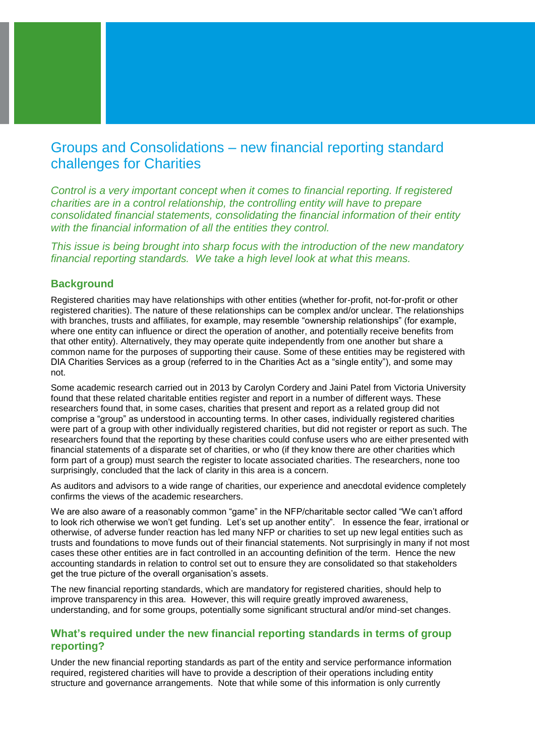# Groups and Consolidations – new financial reporting standard challenges for Charities

*Control is a very important concept when it comes to financial reporting. If registered charities are in a control relationship, the controlling entity will have to prepare consolidated financial statements, consolidating the financial information of their entity with the financial information of all the entities they control.*

*This issue is being brought into sharp focus with the introduction of the new mandatory financial reporting standards. We take a high level look at what this means.*

## Background

Registered charities may have relationships with other entities (whether for-profit, not-for-profit or other registered charities). The nature of these relationships can be complex and/or unclear. The relationships with branches, trusts and affiliates, for example, may resemble "ownership relationships" (for example, where one entity can influence or direct the operation of another, and potentially receive benefits from that other entity). Alternatively, they may operate quite independently from one another but share a common name for the purposes of supporting their cause. Some of these entities may be registered with DIA Charities Services as a group (referred to in the Charities Act as a "single entity"), and some may not.

Some academic research carried out in 2013 by Carolyn Cordery and Jaini Patel from Victoria University found that these related charitable entities register and report in a number of different ways. These researchers found that, in some cases, charities that present and report as a related group did not comprise a "group" as understood in accounting terms. In other cases, individually registered charities were part of a group with other individually registered charities, but did not register or report as such. The researchers found that the reporting by these charities could confuse users who are either presented with financial statements of a disparate set of charities, or who (if they know there are other charities which form part of a group) must search the register to locate associated charities. The researchers, none too surprisingly, concluded that the lack of clarity in this area is a concern.

As auditors and advisors to a wide range of charities, our experience and anecdotal evidence completely confirms the views of the academic researchers.

We are also aware of a reasonably common "game" in the NFP/charitable sector called "We can't afford to look rich otherwise we won't get funding. Let's set up another entity". In essence the fear, irrational or otherwise, of adverse funder reaction has led many NFP or charities to set up new legal entities such as trusts and foundations to move funds out of their financial statements. Not surprisingly in many if not most cases these other entities are in fact controlled in an accounting definition of the term. Hence the new accounting standards in relation to control set out to ensure they are consolidated so that stakeholders get the true picture of the overall organisation's assets.

The new financial reporting standards, which are mandatory for registered charities, should help to improve transparency in this area. However, this will require greatly improved awareness, understanding, and for some groups, potentially some significant structural and/or mind-set changes.

## What's required under the new financial reporting standards in terms of group reporting?

Under the new financial reporting standards as part of the entity and service performance information required, registered charities will have to provide a description of their operations including entity structure and governance arrangements. Note that while some of this information is only currently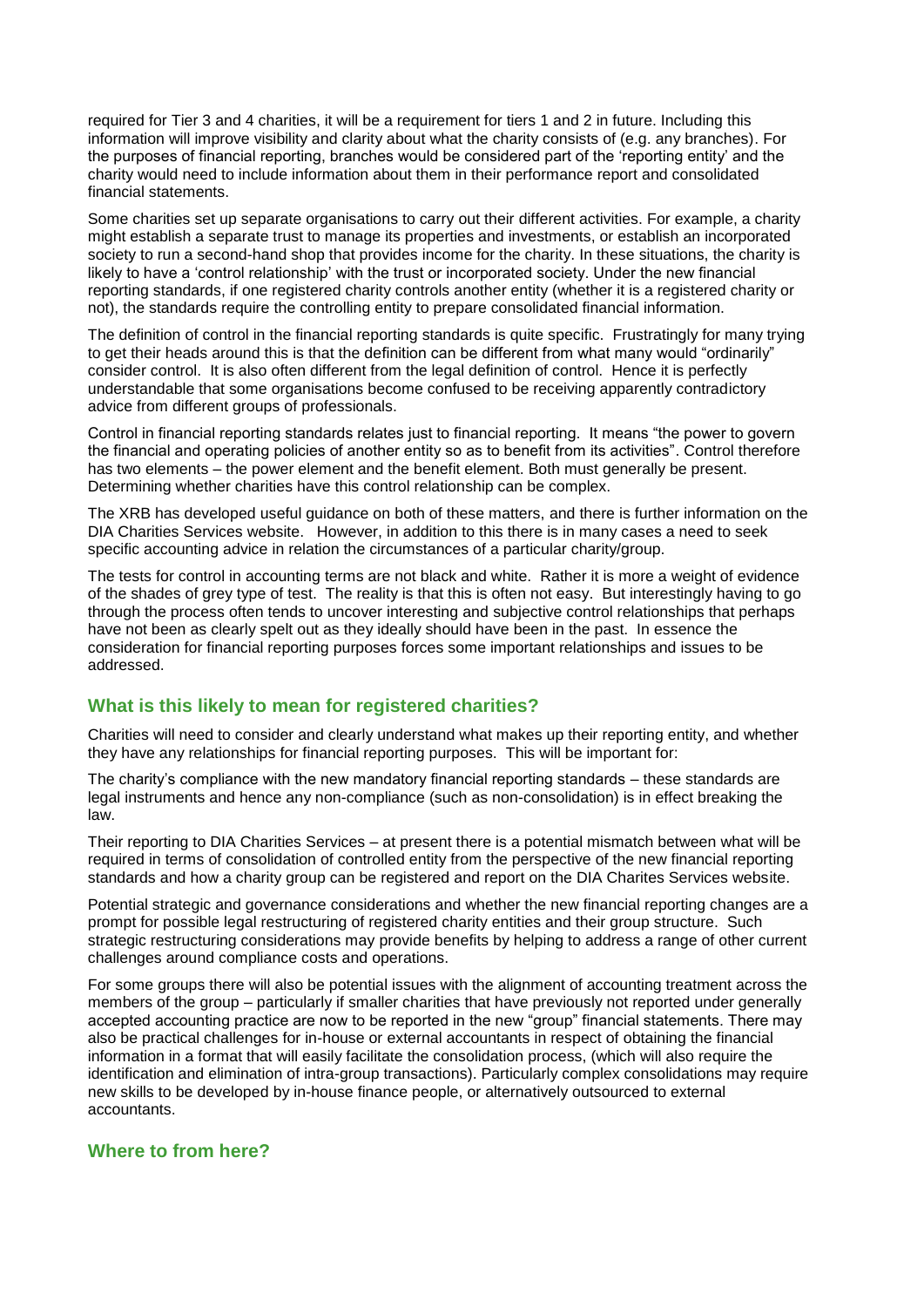required for Tier 3 and 4 charities, it will be a requirement for tiers 1 and 2 in future. Including this information will improve visibility and clarity about what the charity consists of (e.g. any branches). For the purposes of financial reporting, branches would be considered part of the 'reporting entity' and the charity would need to include information about them in their performance report and consolidated financial statements.

Some charities set up separate organisations to carry out their different activities. For example, a charity might establish a separate trust to manage its properties and investments, or establish an incorporated society to run a second-hand shop that provides income for the charity. In these situations, the charity is likely to have a 'control relationship' with the trust or incorporated society. Under the new financial reporting standards, if one registered charity controls another entity (whether it is a registered charity or not), the standards require the controlling entity to prepare consolidated financial information.

The definition of control in the financial reporting standards is quite specific. Frustratingly for many trying to get their heads around this is that the definition can be different from what many would "ordinarily" consider control. It is also often different from the legal definition of control. Hence it is perfectly understandable that some organisations become confused to be receiving apparently contradictory advice from different groups of professionals.

Control in financial reporting standards relates just to financial reporting. It means "the power to govern the financial and operating policies of another entity so as to benefit from its activities". Control therefore has two elements – the power element and the benefit element. Both must generally be present. Determining whether charities have this control relationship can be complex.

The XRB has developed useful guidance on both of these matters, and there is further information on the DIA Charities Services website. However, in addition to this there is in many cases a need to seek specific accounting advice in relation the circumstances of a particular charity/group.

The tests for control in accounting terms are not black and white. Rather it is more a weight of evidence of the shades of grey type of test. The reality is that this is often not easy. But interestingly having to go through the process often tends to uncover interesting and subjective control relationships that perhaps have not been as clearly spelt out as they ideally should have been in the past. In essence the consideration for financial reporting purposes forces some important relationships and issues to be addressed.

## What is this likely to mean for registered charities?

Charities will need to consider and clearly understand what makes up their reporting entity, and whether they have any relationships for financial reporting purposes. This will be important for:

The charity's compliance with the new mandatory financial reporting standards – these standards are legal instruments and hence any non-compliance (such as non-consolidation) is in effect breaking the law.

Their reporting to DIA Charities Services – at present there is a potential mismatch between what will be required in terms of consolidation of controlled entity from the perspective of the new financial reporting standards and how a charity group can be registered and report on the DIA Charites Services website.

Potential strategic and governance considerations and whether the new financial reporting changes are a prompt for possible legal restructuring of registered charity entities and their group structure. Such strategic restructuring considerations may provide benefits by helping to address a range of other current challenges around compliance costs and operations.

For some groups there will also be potential issues with the alignment of accounting treatment across the members of the group – particularly if smaller charities that have previously not reported under generally accepted accounting practice are now to be reported in the new "group" financial statements. There may also be practical challenges for in-house or external accountants in respect of obtaining the financial information in a format that will easily facilitate the consolidation process, (which will also require the identification and elimination of intra-group transactions). Particularly complex consolidations may require new skills to be developed by in-house finance people, or alternatively outsourced to external accountants.

## Where to from here?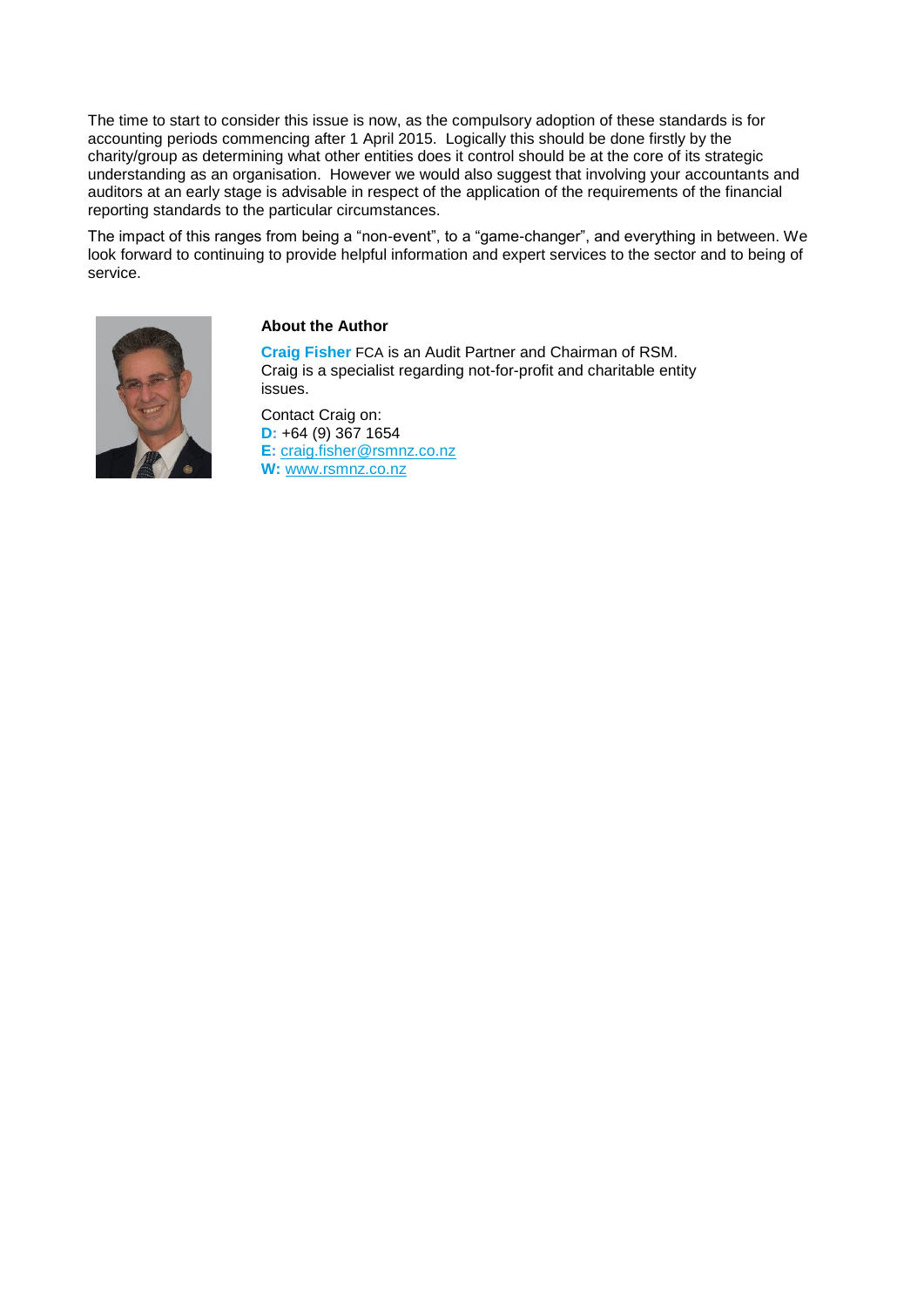The time to start to consider this issue is now, as the compulsory adoption of these standards is for accounting periods commencing after 1 April 2015. Logically this should be done firstly by the charity/group as determining what other entities does it control should be at the core of its strategic understanding as an organisation. However we would also suggest that involving your accountants and auditors at an early stage is advisable in respect of the application of the requirements of the financial reporting standards to the particular circumstances.

The impact of this ranges from being a "non-event", to a "game-changer", and everything in between. We look forward to continuing to provide helpful information and expert services to the sector and to being of service.

**About the Author**

**Craig Fisher** FCA is an Audit Partner and Chairman of RSM. Craig is a specialist regarding not-for-profit and charitable entity issues.

Contact Craig on:
**D:** +64 (9) 367 1654
**E:** craig.fisher@rsmnz.co.nz
**W:** www.rsmnz.co.nz